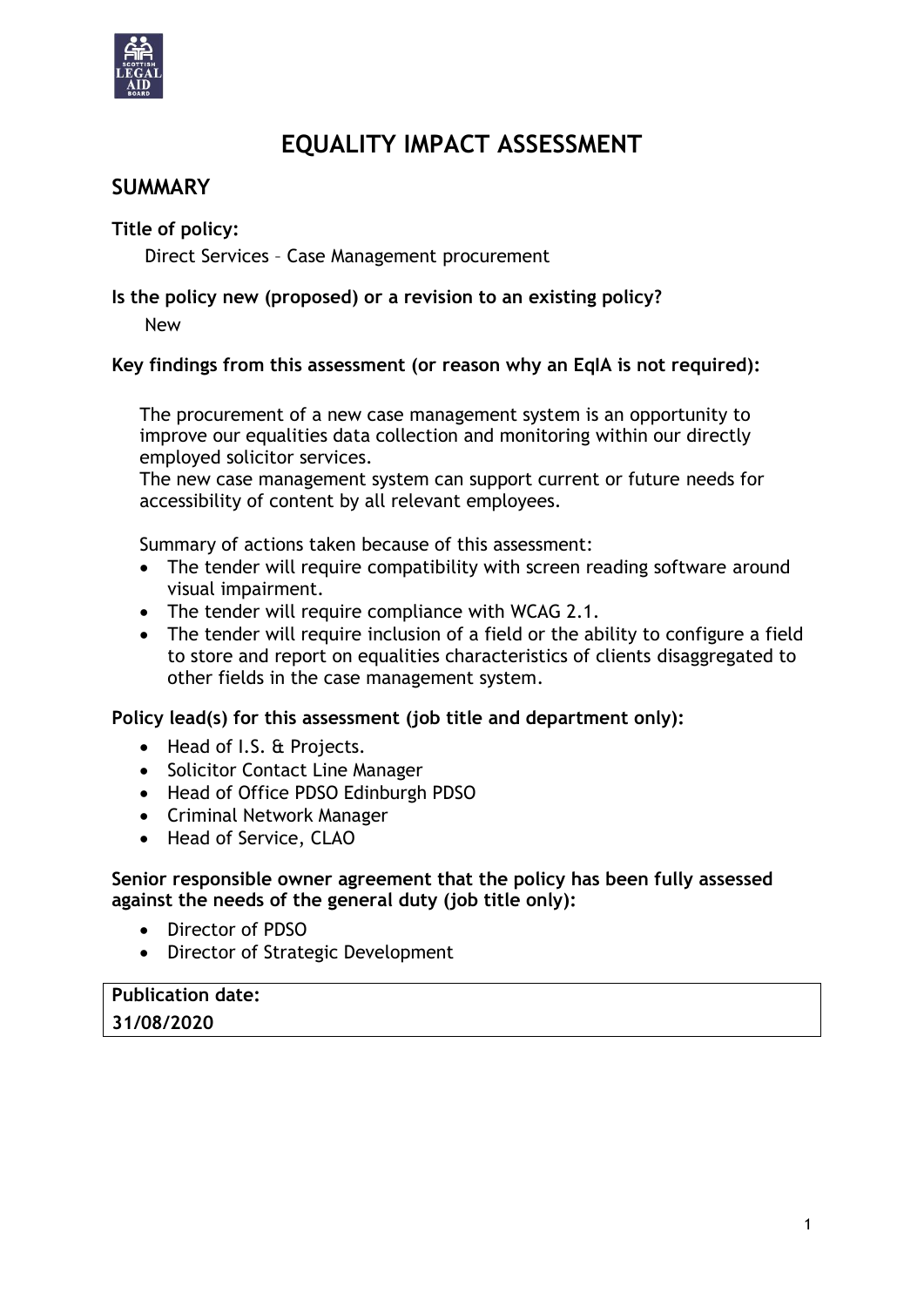# EQUALITY IMPACT ASSESSMENT

## SUMMARY

**Title of policy:**

Direct Services – Case Management procurement

**Is the policy new (proposed) or a revision to an existing policy?**

New

**Key findings from this assessment (or reason why an EqIA is not required):**

The procurement of a new case management system is an opportunity to improve our equalities data collection and monitoring within our directly employed solicitor services.
The new case management system can support current or future needs for accessibility of content by all relevant employees.

Summary of actions taken because of this assessment:

- The tender will require compatibility with screen reading software around visual impairment.
- The tender will require compliance with WCAG 2.1.
- The tender will require inclusion of a field or the ability to configure a field to store and report on equalities characteristics of clients disaggregated to other fields in the case management system.

**Policy lead(s) for this assessment (job title and department only):**

- Head of I.S. & Projects.
- Solicitor Contact Line Manager
- Head of Office PDSO Edinburgh PDSO
- Criminal Network Manager
- Head of Service, CLAO

**Senior responsible owner agreement that the policy has been fully assessed against the needs of the general duty (job title only):**

- Director of PDSO
- Director of Strategic Development

| **Publication date:** |
| --- |
| **31/08/2020** |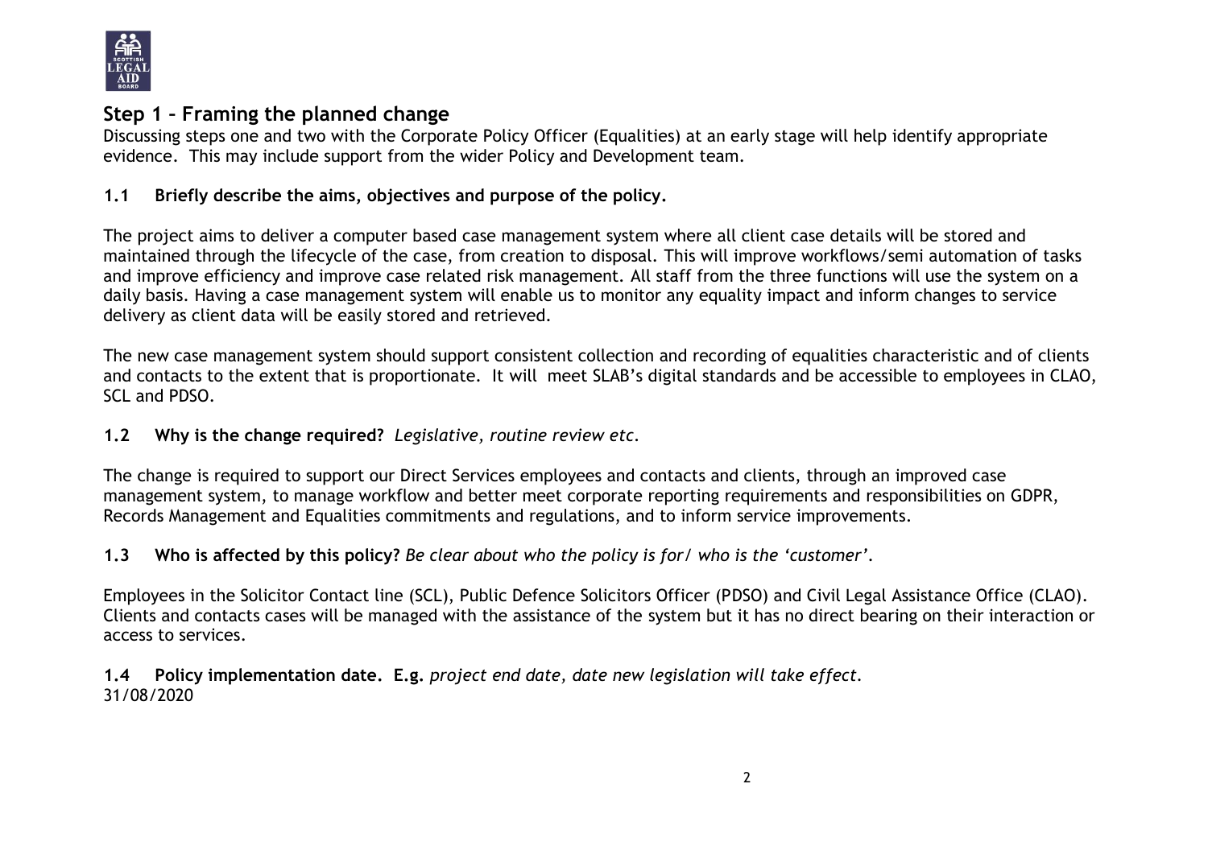## Step 1 – Framing the planned change

Discussing steps one and two with the Corporate Policy Officer (Equalities) at an early stage will help identify appropriate evidence. This may include support from the wider Policy and Development team.

### 1.1 Briefly describe the aims, objectives and purpose of the policy.

The project aims to deliver a computer based case management system where all client case details will be stored and maintained through the lifecycle of the case, from creation to disposal. This will improve workflows/semi automation of tasks and improve efficiency and improve case related risk management. All staff from the three functions will use the system on a daily basis. Having a case management system will enable us to monitor any equality impact and inform changes to service delivery as client data will be easily stored and retrieved.

The new case management system should support consistent collection and recording of equalities characteristic and of clients and contacts to the extent that is proportionate. It will meet SLAB's digital standards and be accessible to employees in CLAO, SCL and PDSO.

### 1.2 Why is the change required? *Legislative, routine review etc.*

The change is required to support our Direct Services employees and contacts and clients, through an improved case management system, to manage workflow and better meet corporate reporting requirements and responsibilities on GDPR, Records Management and Equalities commitments and regulations, and to inform service improvements.

### 1.3 Who is affected by this policy? *Be clear about who the policy is for/ who is the 'customer'.*

Employees in the Solicitor Contact line (SCL), Public Defence Solicitors Officer (PDSO) and Civil Legal Assistance Office (CLAO). Clients and contacts cases will be managed with the assistance of the system but it has no direct bearing on their interaction or access to services.

### 1.4 Policy implementation date. E.g. *project end date, date new legislation will take effect.*

31/08/2020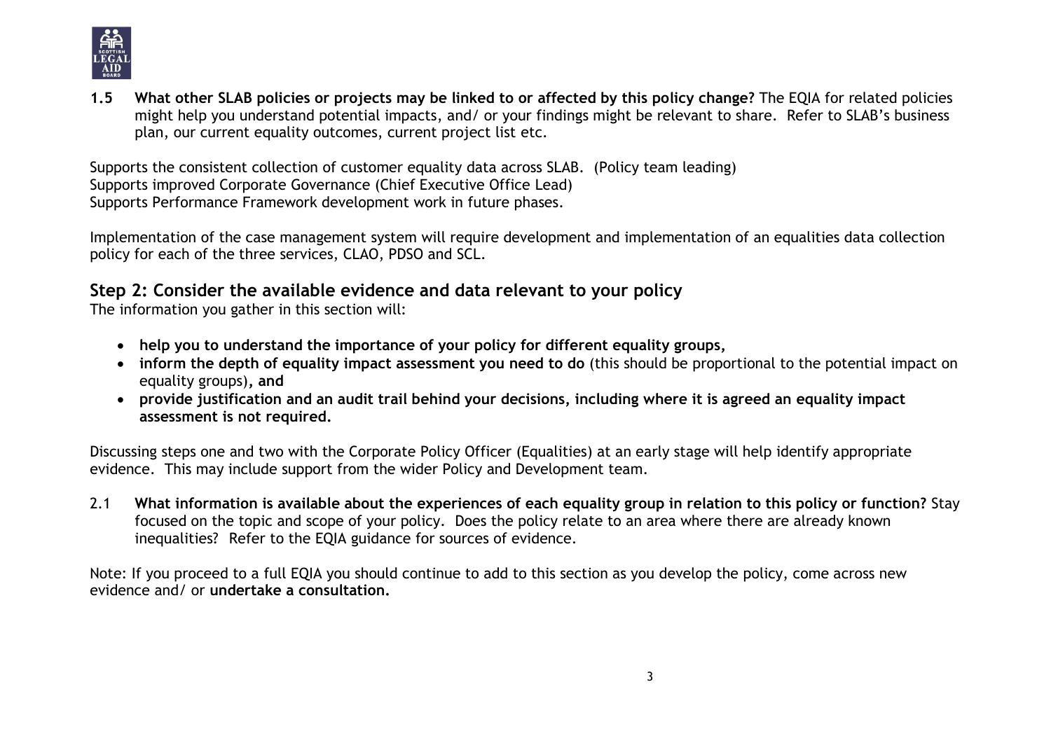**1.5 What other SLAB policies or projects may be linked to or affected by this policy change?** The EQIA for related policies might help you understand potential impacts, and/ or your findings might be relevant to share. Refer to SLAB's business plan, our current equality outcomes, current project list etc.

Supports the consistent collection of customer equality data across SLAB. (Policy team leading)
Supports improved Corporate Governance (Chief Executive Office Lead)
Supports Performance Framework development work in future phases.

Implementation of the case management system will require development and implementation of an equalities data collection policy for each of the three services, CLAO, PDSO and SCL.

## Step 2: Consider the available evidence and data relevant to your policy

The information you gather in this section will:

- **help you to understand the importance of your policy for different equality groups,**
- **inform the depth of equality impact assessment you need to do** (this should be proportional to the potential impact on equality groups)**, and**
- **provide justification and an audit trail behind your decisions, including where it is agreed an equality impact assessment is not required.**

Discussing steps one and two with the Corporate Policy Officer (Equalities) at an early stage will help identify appropriate evidence. This may include support from the wider Policy and Development team.

2.1 **What information is available about the experiences of each equality group in relation to this policy or function?** Stay focused on the topic and scope of your policy. Does the policy relate to an area where there are already known inequalities? Refer to the EQIA guidance for sources of evidence.

Note: If you proceed to a full EQIA you should continue to add to this section as you develop the policy, come across new evidence and/ or **undertake a consultation.**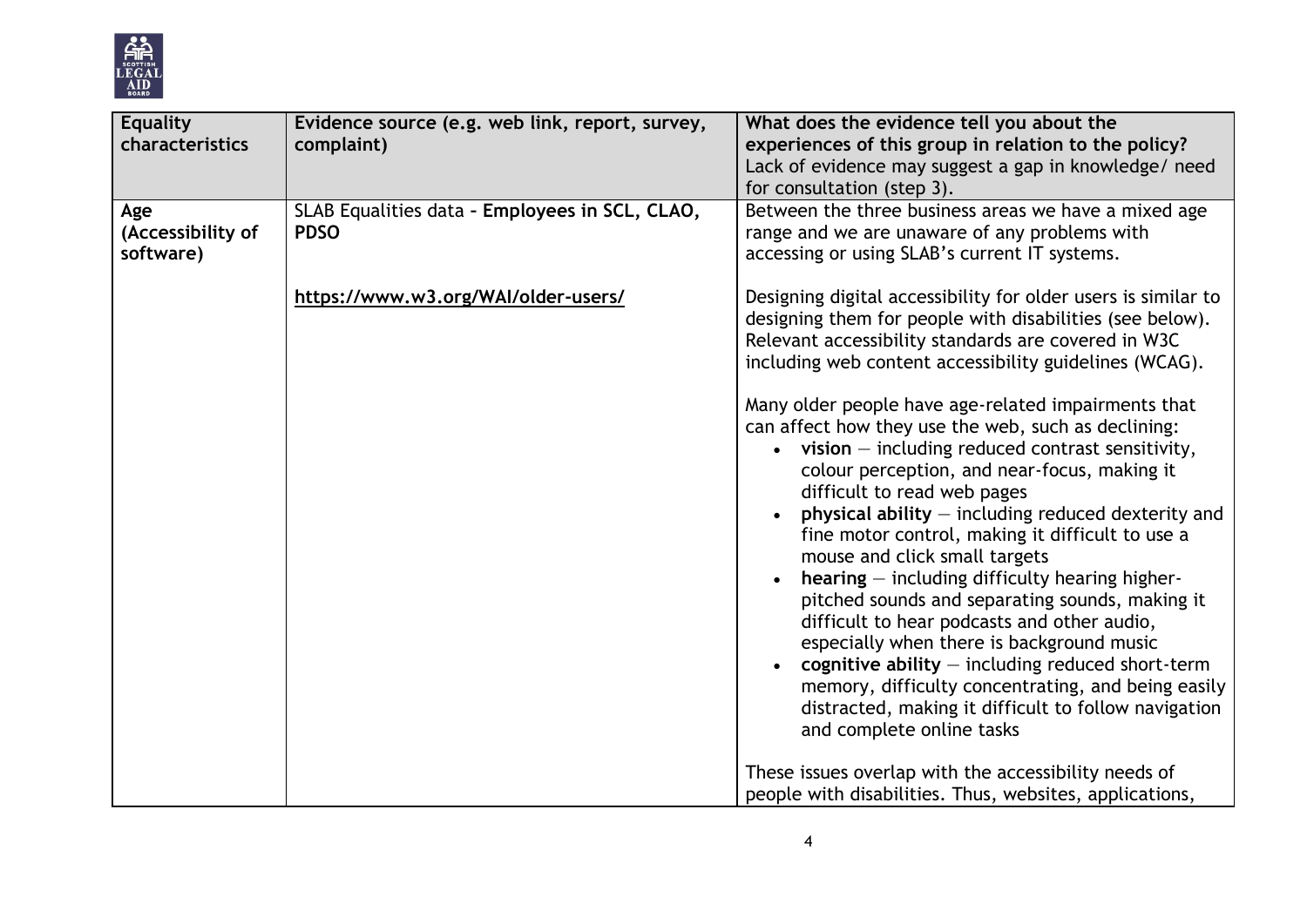| Equality characteristics | Evidence source (e.g. web link, report, survey, complaint) | What does the evidence tell you about the experiences of this group in relation to the policy? Lack of evidence may suggest a gap in knowledge/ need for consultation (step 3). |
|---|---|---|
| **Age (Accessibility of software)** | SLAB Equalities data – **Employees in SCL, CLAO, PDSO** | Between the three business areas we have a mixed age range and we are unaware of any problems with accessing or using SLAB's current IT systems. |
| | **https://www.w3.org/WAI/older-users/** | Designing digital accessibility for older users is similar to designing them for people with disabilities (see below). Relevant accessibility standards are covered in W3C including web content accessibility guidelines (WCAG).<br><br>Many older people have age-related impairments that can affect how they use the web, such as declining:<br>• **vision** — including reduced contrast sensitivity, colour perception, and near-focus, making it difficult to read web pages<br>• **physical ability** — including reduced dexterity and fine motor control, making it difficult to use a mouse and click small targets<br>• **hearing** — including difficulty hearing higher-pitched sounds and separating sounds, making it difficult to hear podcasts and other audio, especially when there is background music<br>• **cognitive ability** — including reduced short-term memory, difficulty concentrating, and being easily distracted, making it difficult to follow navigation and complete online tasks<br><br>These issues overlap with the accessibility needs of people with disabilities. Thus, websites, applications, |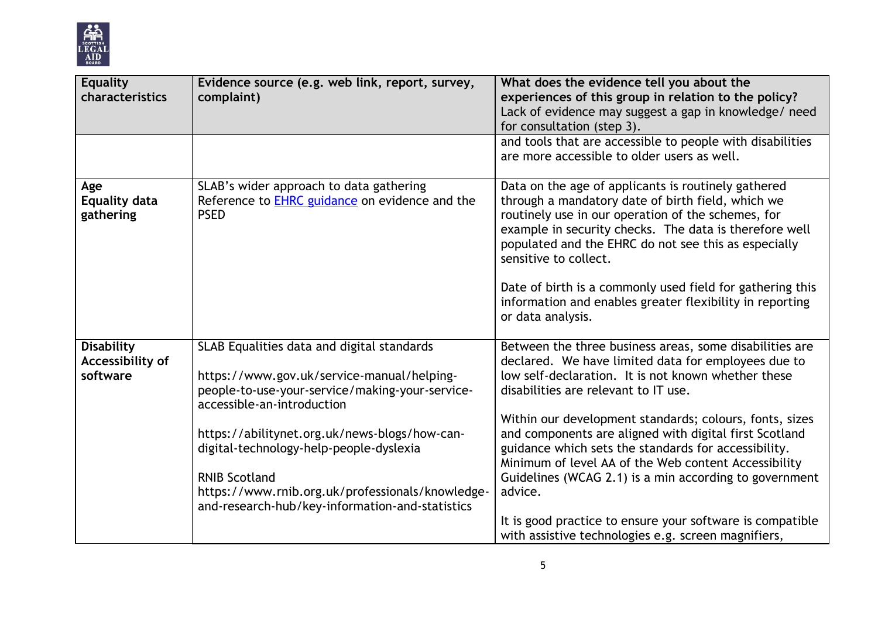| Equality characteristics | Evidence source (e.g. web link, report, survey, complaint) | What does the evidence tell you about the experiences of this group in relation to the policy? Lack of evidence may suggest a gap in knowledge/ need for consultation (step 3). |
|---|---|---|
| | | and tools that are accessible to people with disabilities are more accessible to older users as well. |
| **Age Equality data gathering** | SLAB's wider approach to data gathering<br>Reference to [EHRC guidance]() on evidence and the PSED | Data on the age of applicants is routinely gathered through a mandatory date of birth field, which we routinely use in our operation of the schemes, for example in security checks. The data is therefore well populated and the EHRC do not see this as especially sensitive to collect.<br><br>Date of birth is a commonly used field for gathering this information and enables greater flexibility in reporting or data analysis. |
| **Disability Accessibility of software** | SLAB Equalities data and digital standards<br><br>https://www.gov.uk/service-manual/helping-people-to-use-your-service/making-your-service-accessible-an-introduction<br><br>https://abilitynet.org.uk/news-blogs/how-can-digital-technology-help-people-dyslexia<br><br>RNIB Scotland<br>https://www.rnib.org.uk/professionals/knowledge-and-research-hub/key-information-and-statistics | Between the three business areas, some disabilities are declared. We have limited data for employees due to low self-declaration. It is not known whether these disabilities are relevant to IT use.<br><br>Within our development standards; colours, fonts, sizes and components are aligned with digital first Scotland guidance which sets the standards for accessibility. Minimum of level AA of the Web content Accessibility Guidelines (WCAG 2.1) is a min according to government advice.<br><br>It is good practice to ensure your software is compatible with assistive technologies e.g. screen magnifiers, |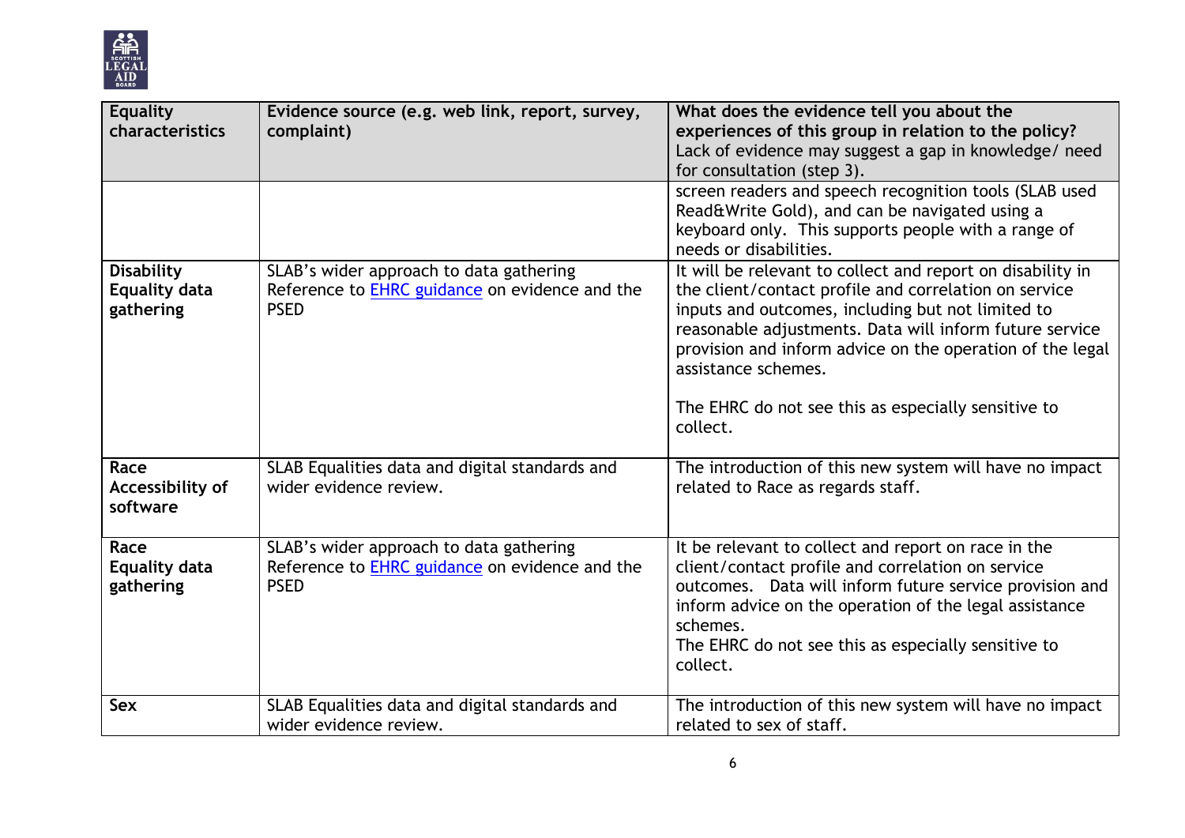| Equality characteristics | Evidence source (e.g. web link, report, survey, complaint) | What does the evidence tell you about the experiences of this group in relation to the policy? Lack of evidence may suggest a gap in knowledge/ need for consultation (step 3). |
|---|---|---|
| | | screen readers and speech recognition tools (SLAB used Read&Write Gold), and can be navigated using a keyboard only. This supports people with a range of needs or disabilities. |
| **Disability Equality data gathering** | SLAB's wider approach to data gathering Reference to [EHRC guidance](#) on evidence and the PSED | It will be relevant to collect and report on disability in the client/contact profile and correlation on service inputs and outcomes, including but not limited to reasonable adjustments. Data will inform future service provision and inform advice on the operation of the legal assistance schemes.<br><br>The EHRC do not see this as especially sensitive to collect. |
| **Race Accessibility of software** | SLAB Equalities data and digital standards and wider evidence review. | The introduction of this new system will have no impact related to Race as regards staff. |
| **Race Equality data gathering** | SLAB's wider approach to data gathering Reference to [EHRC guidance](#) on evidence and the PSED | It be relevant to collect and report on race in the client/contact profile and correlation on service outcomes. Data will inform future service provision and inform advice on the operation of the legal assistance schemes.<br>The EHRC do not see this as especially sensitive to collect. |
| **Sex** | SLAB Equalities data and digital standards and wider evidence review. | The introduction of this new system will have no impact related to sex of staff. |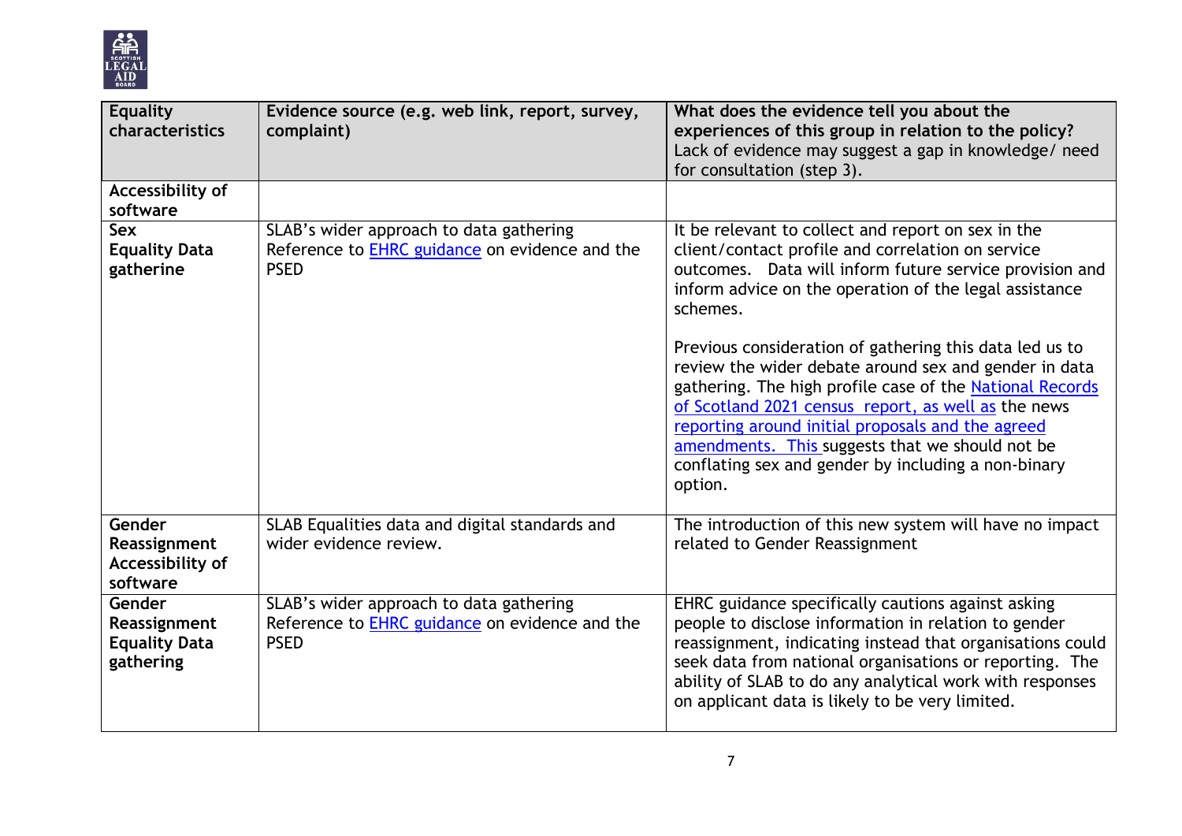| Equality characteristics | Evidence source (e.g. web link, report, survey, complaint) | What does the evidence tell you about the experiences of this group in relation to the policy? Lack of evidence may suggest a gap in knowledge/ need for consultation (step 3). |
|---|---|---|
| **Accessibility of software** | | |
| **Sex Equality Data gatherine** | SLAB's wider approach to data gathering Reference to [EHRC guidance]() on evidence and the PSED | It be relevant to collect and report on sex in the client/contact profile and correlation on service outcomes. Data will inform future service provision and inform advice on the operation of the legal assistance schemes.<br><br>Previous consideration of gathering this data led us to review the wider debate around sex and gender in data gathering. The high profile case of the [National Records of Scotland 2021 census report, as well as]() the news [reporting around initial proposals and the agreed amendments. This]() suggests that we should not be conflating sex and gender by including a non-binary option. |
| **Gender Reassignment Accessibility of software** | SLAB Equalities data and digital standards and wider evidence review. | The introduction of this new system will have no impact related to Gender Reassignment |
| **Gender Reassignment Equality Data gathering** | SLAB's wider approach to data gathering Reference to [EHRC guidance]() on evidence and the PSED | EHRC guidance specifically cautions against asking people to disclose information in relation to gender reassignment, indicating instead that organisations could seek data from national organisations or reporting. The ability of SLAB to do any analytical work with responses on applicant data is likely to be very limited. |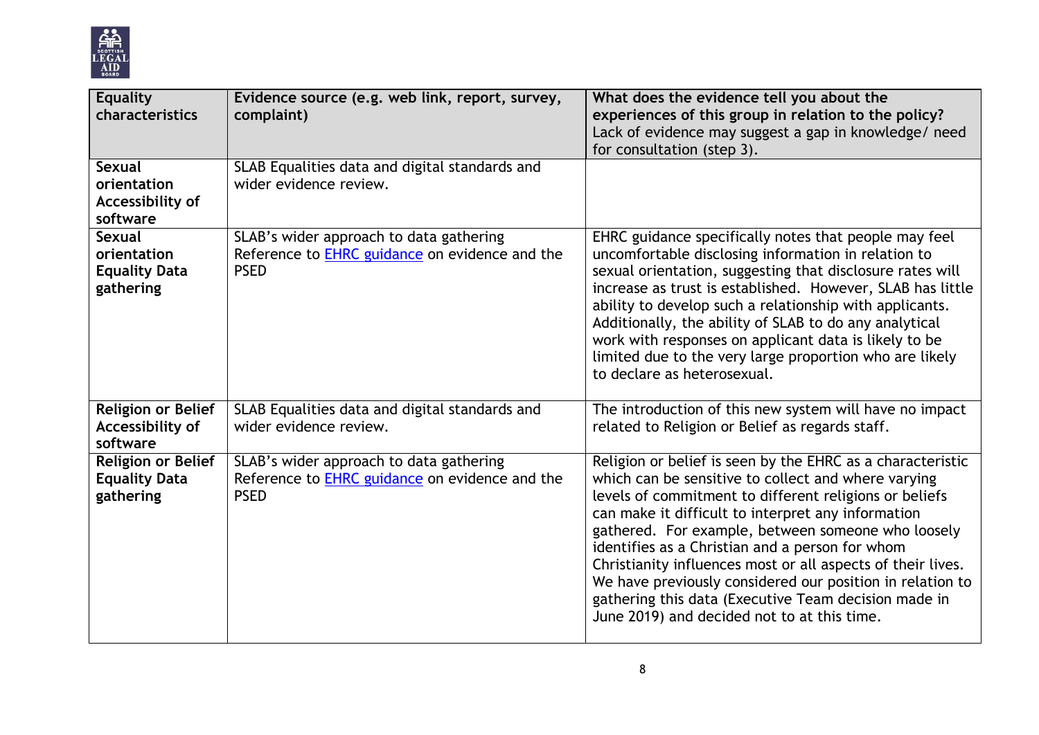| Equality characteristics | Evidence source (e.g. web link, report, survey, complaint) | What does the evidence tell you about the experiences of this group in relation to the policy? Lack of evidence may suggest a gap in knowledge/ need for consultation (step 3). |
|---|---|---|
| **Sexual orientation Accessibility of software** | SLAB Equalities data and digital standards and wider evidence review. | |
| **Sexual orientation Equality Data gathering** | SLAB's wider approach to data gathering Reference to [EHRC guidance](#) on evidence and the PSED | EHRC guidance specifically notes that people may feel uncomfortable disclosing information in relation to sexual orientation, suggesting that disclosure rates will increase as trust is established. However, SLAB has little ability to develop such a relationship with applicants. Additionally, the ability of SLAB to do any analytical work with responses on applicant data is likely to be limited due to the very large proportion who are likely to declare as heterosexual. |
| **Religion or Belief Accessibility of software** | SLAB Equalities data and digital standards and wider evidence review. | The introduction of this new system will have no impact related to Religion or Belief as regards staff. |
| **Religion or Belief Equality Data gathering** | SLAB's wider approach to data gathering Reference to [EHRC guidance](#) on evidence and the PSED | Religion or belief is seen by the EHRC as a characteristic which can be sensitive to collect and where varying levels of commitment to different religions or beliefs can make it difficult to interpret any information gathered. For example, between someone who loosely identifies as a Christian and a person for whom Christianity influences most or all aspects of their lives. We have previously considered our position in relation to gathering this data (Executive Team decision made in June 2019) and decided not to at this time. |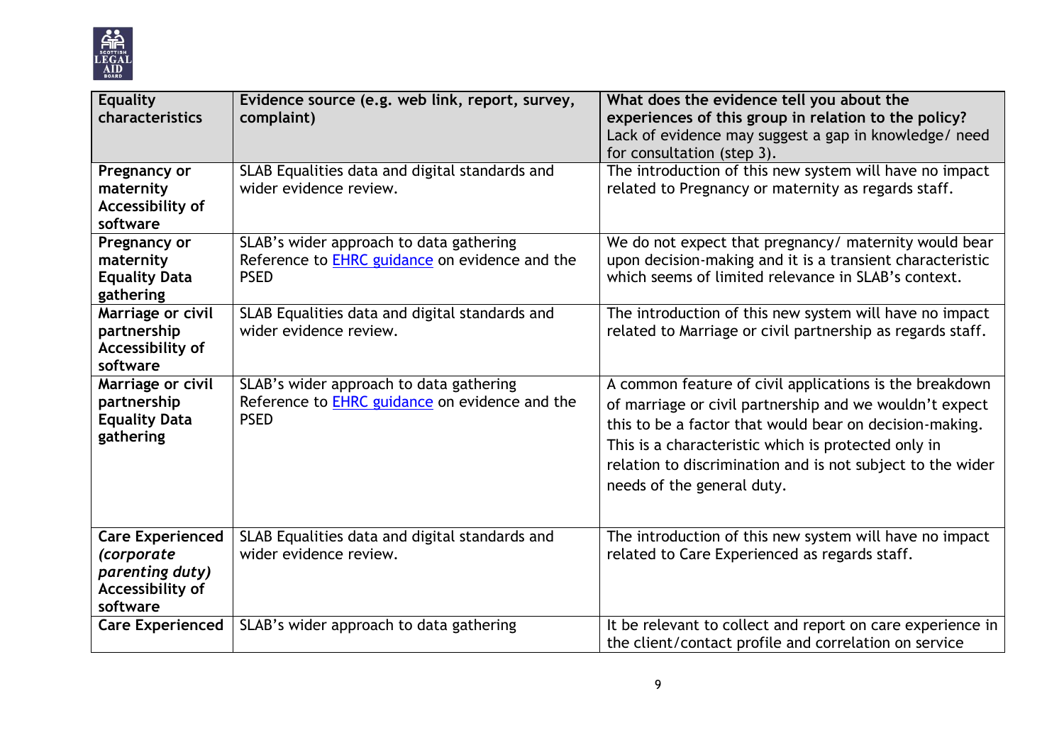| Equality characteristics | Evidence source (e.g. web link, report, survey, complaint) | What does the evidence tell you about the experiences of this group in relation to the policy? Lack of evidence may suggest a gap in knowledge/ need for consultation (step 3). |
|---|---|---|
| **Pregnancy or maternity Accessibility of software** | SLAB Equalities data and digital standards and wider evidence review. | The introduction of this new system will have no impact related to Pregnancy or maternity as regards staff. |
| **Pregnancy or maternity Equality Data gathering** | SLAB's wider approach to data gathering Reference to [EHRC guidance]() on evidence and the PSED | We do not expect that pregnancy/ maternity would bear upon decision-making and it is a transient characteristic which seems of limited relevance in SLAB's context. |
| **Marriage or civil partnership Accessibility of software** | SLAB Equalities data and digital standards and wider evidence review. | The introduction of this new system will have no impact related to Marriage or civil partnership as regards staff. |
| **Marriage or civil partnership Equality Data gathering** | SLAB's wider approach to data gathering Reference to [EHRC guidance]() on evidence and the PSED | A common feature of civil applications is the breakdown of marriage or civil partnership and we wouldn't expect this to be a factor that would bear on decision-making. This is a characteristic which is protected only in relation to discrimination and is not subject to the wider needs of the general duty. |
| **Care Experienced *(corporate parenting duty)* Accessibility of software** | SLAB Equalities data and digital standards and wider evidence review. | The introduction of this new system will have no impact related to Care Experienced as regards staff. |
| **Care Experienced** | SLAB's wider approach to data gathering | It be relevant to collect and report on care experience in the client/contact profile and correlation on service |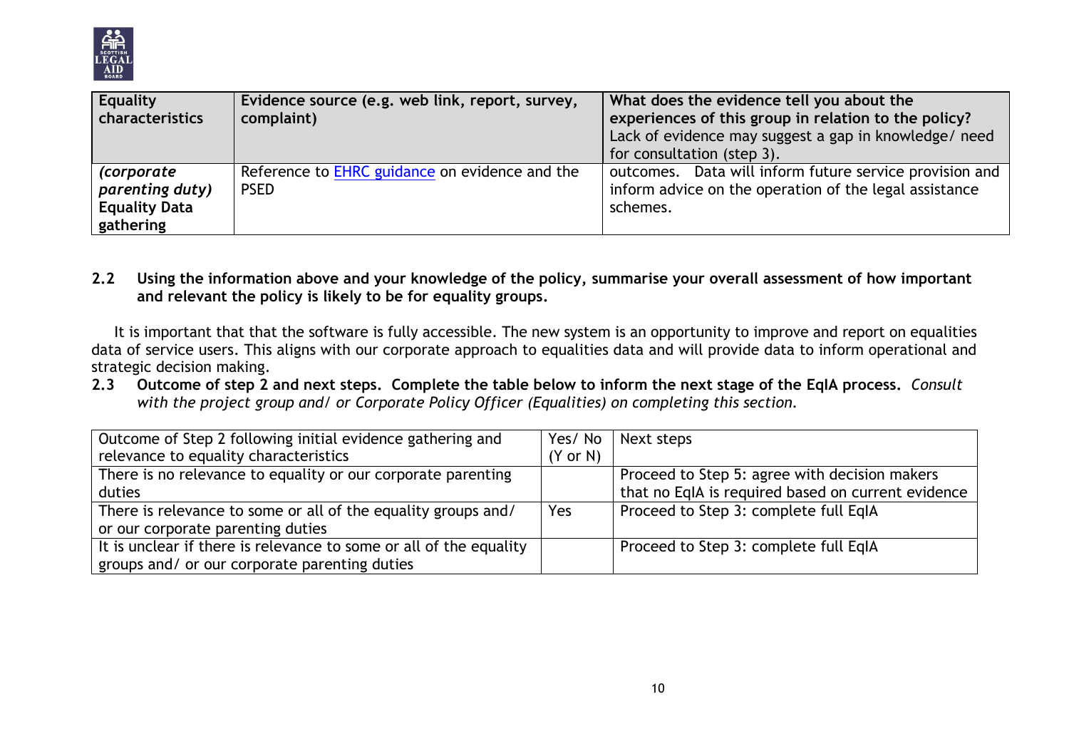| Equality characteristics | Evidence source (e.g. web link, report, survey, complaint) | What does the evidence tell you about the experiences of this group in relation to the policy? Lack of evidence may suggest a gap in knowledge/ need for consultation (step 3). |
|---|---|---|
| *(corporate parenting duty)* **Equality Data gathering** | Reference to EHRC guidance on evidence and the PSED | outcomes. Data will inform future service provision and inform advice on the operation of the legal assistance schemes. |

**2.2 Using the information above and your knowledge of the policy, summarise your overall assessment of how important and relevant the policy is likely to be for equality groups.**

It is important that that the software is fully accessible. The new system is an opportunity to improve and report on equalities data of service users. This aligns with our corporate approach to equalities data and will provide data to inform operational and strategic decision making.

**2.3 Outcome of step 2 and next steps. Complete the table below to inform the next stage of the EqIA process.** *Consult with the project group and/ or Corporate Policy Officer (Equalities) on completing this section.*

| Outcome of Step 2 following initial evidence gathering and relevance to equality characteristics | Yes/ No (Y or N) | Next steps |
|---|---|---|
| There is no relevance to equality or our corporate parenting duties | | Proceed to Step 5: agree with decision makers that no EqIA is required based on current evidence |
| There is relevance to some or all of the equality groups and/ or our corporate parenting duties | Yes | Proceed to Step 3: complete full EqIA |
| It is unclear if there is relevance to some or all of the equality groups and/ or our corporate parenting duties | | Proceed to Step 3: complete full EqIA |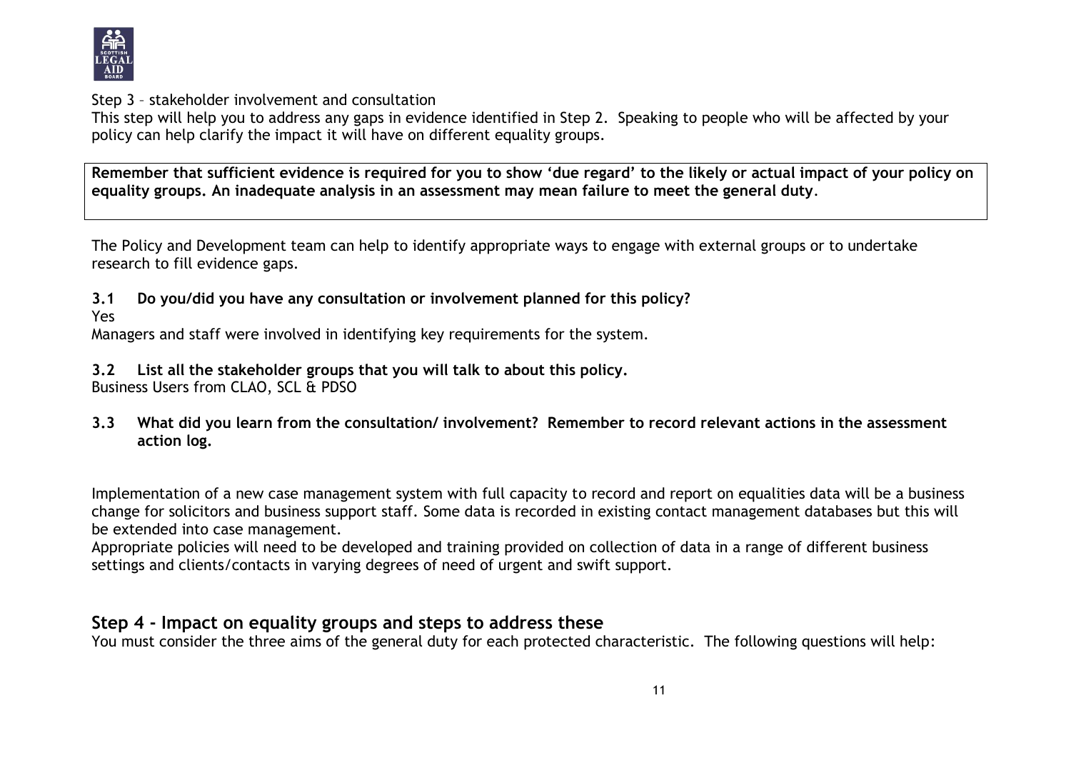Step 3 – stakeholder involvement and consultation

This step will help you to address any gaps in evidence identified in Step 2. Speaking to people who will be affected by your policy can help clarify the impact it will have on different equality groups.

> **Remember that sufficient evidence is required for you to show 'due regard' to the likely or actual impact of your policy on equality groups. An inadequate analysis in an assessment may mean failure to meet the general duty.**

The Policy and Development team can help to identify appropriate ways to engage with external groups or to undertake research to fill evidence gaps.

**3.1 Do you/did you have any consultation or involvement planned for this policy?**

Yes

Managers and staff were involved in identifying key requirements for the system.

**3.2 List all the stakeholder groups that you will talk to about this policy.**

Business Users from CLAO, SCL & PDSO

**3.3 What did you learn from the consultation/ involvement? Remember to record relevant actions in the assessment action log.**

Implementation of a new case management system with full capacity to record and report on equalities data will be a business change for solicitors and business support staff. Some data is recorded in existing contact management databases but this will be extended into case management.

Appropriate policies will need to be developed and training provided on collection of data in a range of different business settings and clients/contacts in varying degrees of need of urgent and swift support.

## Step 4 - Impact on equality groups and steps to address these

You must consider the three aims of the general duty for each protected characteristic. The following questions will help: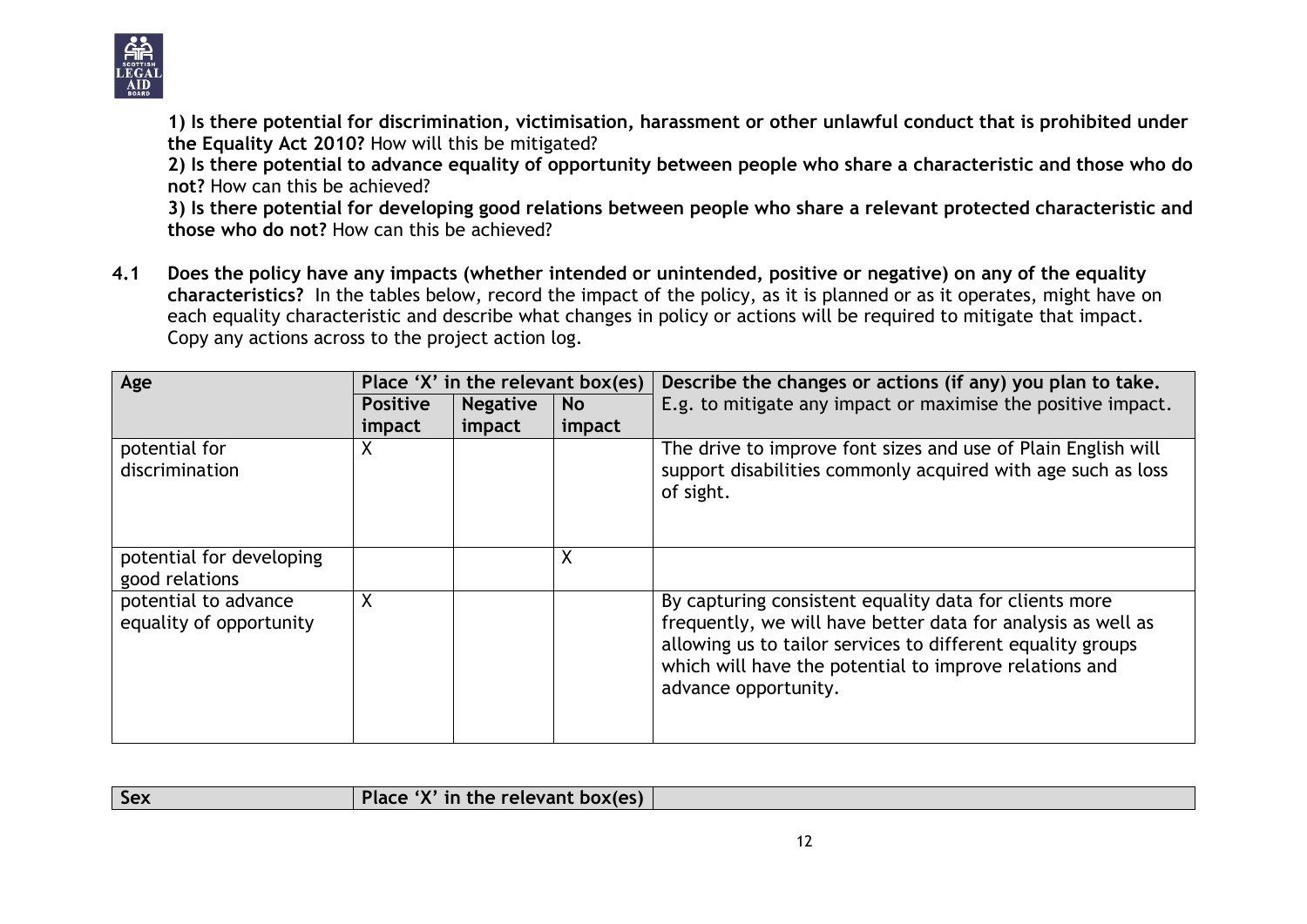**1) Is there potential for discrimination, victimisation, harassment or other unlawful conduct that is prohibited under the Equality Act 2010?** How will this be mitigated?

**2) Is there potential to advance equality of opportunity between people who share a characteristic and those who do not?** How can this be achieved?

**3) Is there potential for developing good relations between people who share a relevant protected characteristic and those who do not?** How can this be achieved?

**4.1 Does the policy have any impacts (whether intended or unintended, positive or negative) on any of the equality characteristics?** In the tables below, record the impact of the policy, as it is planned or as it operates, might have on each equality characteristic and describe what changes in policy or actions will be required to mitigate that impact. Copy any actions across to the project action log.

| **Age** | **Place 'X' in the relevant box(es)** | | | **Describe the changes or actions (if any) you plan to take.** E.g. to mitigate any impact or maximise the positive impact. |
|---|---|---|---|---|
| | **Positive impact** | **Negative impact** | **No impact** | |
| potential for discrimination | X | | | The drive to improve font sizes and use of Plain English will support disabilities commonly acquired with age such as loss of sight. |
| potential for developing good relations | | | X | |
| potential to advance equality of opportunity | X | | | By capturing consistent equality data for clients more frequently, we will have better data for analysis as well as allowing us to tailor services to different equality groups which will have the potential to improve relations and advance opportunity. |

| **Sex** | **Place 'X' in the relevant box(es)** | |
|---|---|---|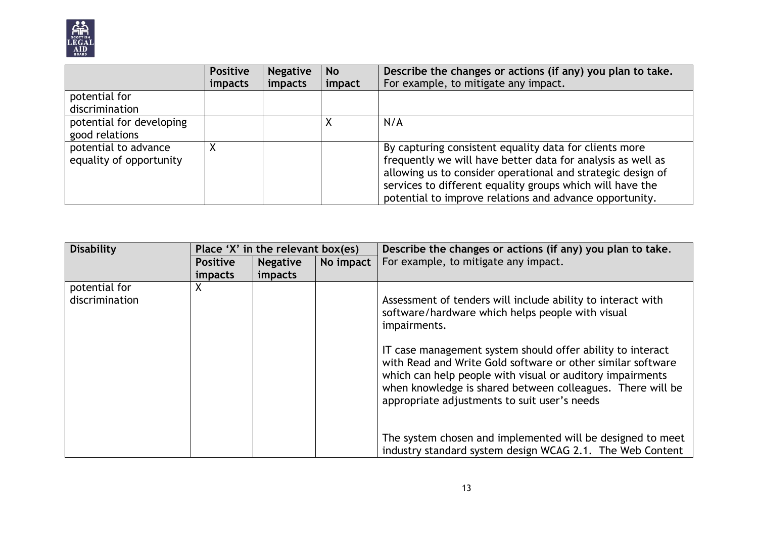| | **Positive impacts** | **Negative impacts** | **No impact** | **Describe the changes or actions (if any) you plan to take.** For example, to mitigate any impact. |
|---|---|---|---|---|
| potential for discrimination | | | | |
| potential for developing good relations | | | X | N/A |
| potential to advance equality of opportunity | X | | | By capturing consistent equality data for clients more frequently we will have better data for analysis as well as allowing us to consider operational and strategic design of services to different equality groups which will have the potential to improve relations and advance opportunity. |

| **Disability** | **Place 'X' in the relevant box(es)** | | | **Describe the changes or actions (if any) you plan to take.** |
|---|---|---|---|---|
| | **Positive impacts** | **Negative impacts** | **No impact** | For example, to mitigate any impact. |
| potential for discrimination | X | | | Assessment of tenders will include ability to interact with software/hardware which helps people with visual impairments.<br><br>IT case management system should offer ability to interact with Read and Write Gold software or other similar software which can help people with visual or auditory impairments when knowledge is shared between colleagues. There will be appropriate adjustments to suit user's needs<br><br>The system chosen and implemented will be designed to meet industry standard system design WCAG 2.1. The Web Content |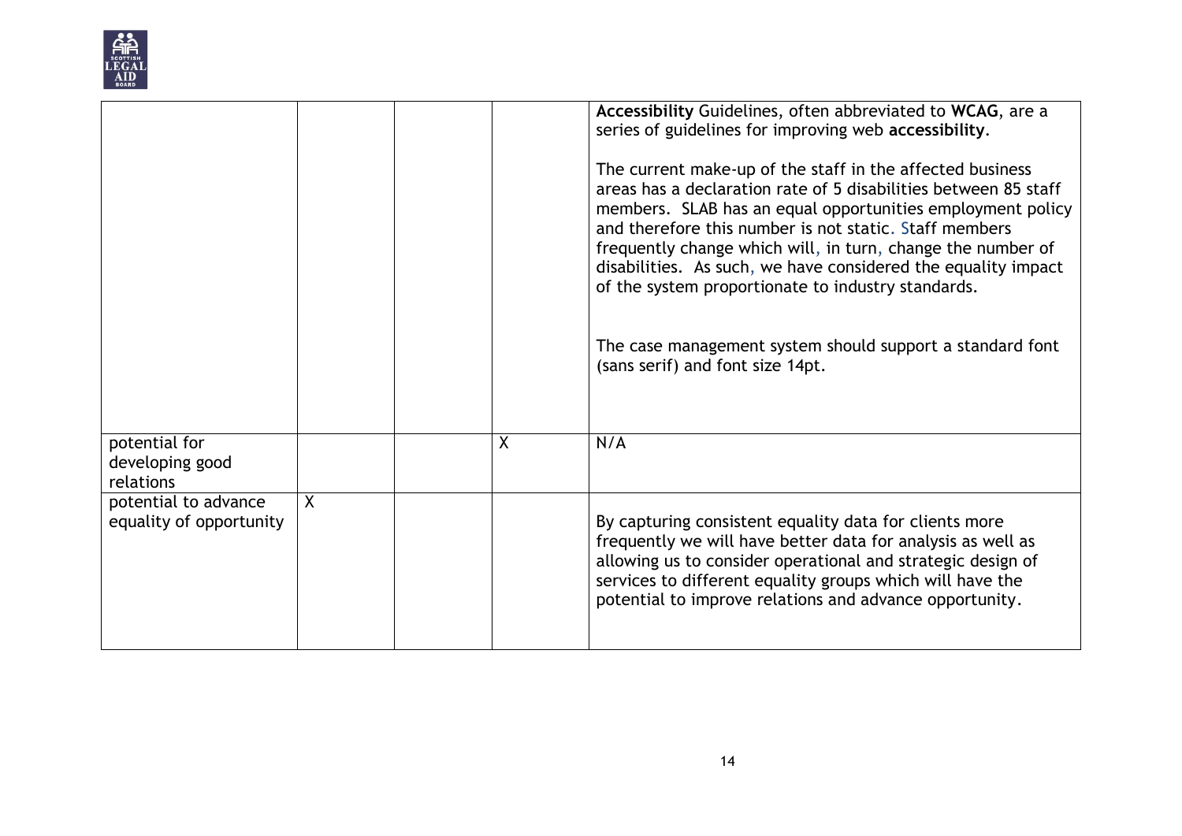| | | | | |
|---|---|---|---|---|
| | | | | **Accessibility** Guidelines, often abbreviated to **WCAG**, are a series of guidelines for improving web **accessibility**.<br><br>The current make-up of the staff in the affected business areas has a declaration rate of 5 disabilities between 85 staff members. SLAB has an equal opportunities employment policy and therefore this number is not static. Staff members frequently change which will, in turn, change the number of disabilities. As such, we have considered the equality impact of the system proportionate to industry standards.<br><br>The case management system should support a standard font (sans serif) and font size 14pt. |
| potential for developing good relations | | | X | N/A |
| potential to advance equality of opportunity | X | | | By capturing consistent equality data for clients more frequently we will have better data for analysis as well as allowing us to consider operational and strategic design of services to different equality groups which will have the potential to improve relations and advance opportunity. |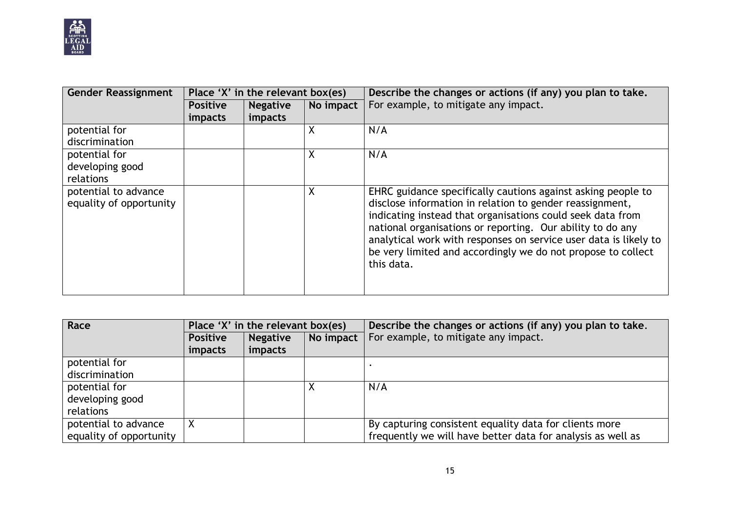| Gender Reassignment | Place 'X' in the relevant box(es) | | | Describe the changes or actions (if any) you plan to take. |
|---|---|---|---|---|
| | **Positive impacts** | **Negative impacts** | **No impact** | For example, to mitigate any impact. |
| potential for discrimination | | | X | N/A |
| potential for developing good relations | | | X | N/A |
| potential to advance equality of opportunity | | | X | EHRC guidance specifically cautions against asking people to disclose information in relation to gender reassignment, indicating instead that organisations could seek data from national organisations or reporting. Our ability to do any analytical work with responses on service user data is likely to be very limited and accordingly we do not propose to collect this data. |

| Race | Place 'X' in the relevant box(es) | | | Describe the changes or actions (if any) you plan to take. |
|---|---|---|---|---|
| | **Positive impacts** | **Negative impacts** | **No impact** | For example, to mitigate any impact. |
| potential for discrimination | | | | . |
| potential for developing good relations | | | X | N/A |
| potential to advance equality of opportunity | X | | | By capturing consistent equality data for clients more frequently we will have better data for analysis as well as |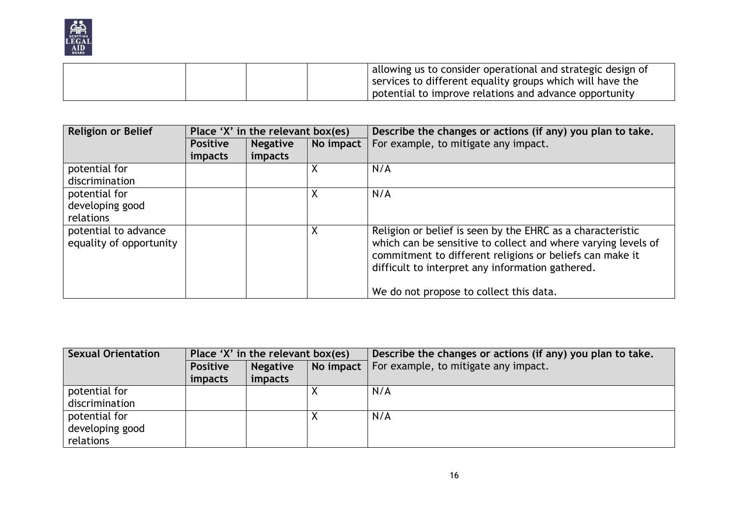| | | | | allowing us to consider operational and strategic design of services to different equality groups which will have the potential to improve relations and advance opportunity |
|---|---|---|---|---|

| Religion or Belief | Place 'X' in the relevant box(es) | | | Describe the changes or actions (if any) you plan to take. |
|---|---|---|---|---|
| | **Positive impacts** | **Negative impacts** | **No impact** | For example, to mitigate any impact. |
| potential for discrimination | | | X | N/A |
| potential for developing good relations | | | X | N/A |
| potential to advance equality of opportunity | | | X | Religion or belief is seen by the EHRC as a characteristic which can be sensitive to collect and where varying levels of commitment to different religions or beliefs can make it difficult to interpret any information gathered.<br><br>We do not propose to collect this data. |

| Sexual Orientation | Place 'X' in the relevant box(es) | | | Describe the changes or actions (if any) you plan to take. |
|---|---|---|---|---|
| | **Positive impacts** | **Negative impacts** | **No impact** | For example, to mitigate any impact. |
| potential for discrimination | | | X | N/A |
| potential for developing good relations | | | X | N/A |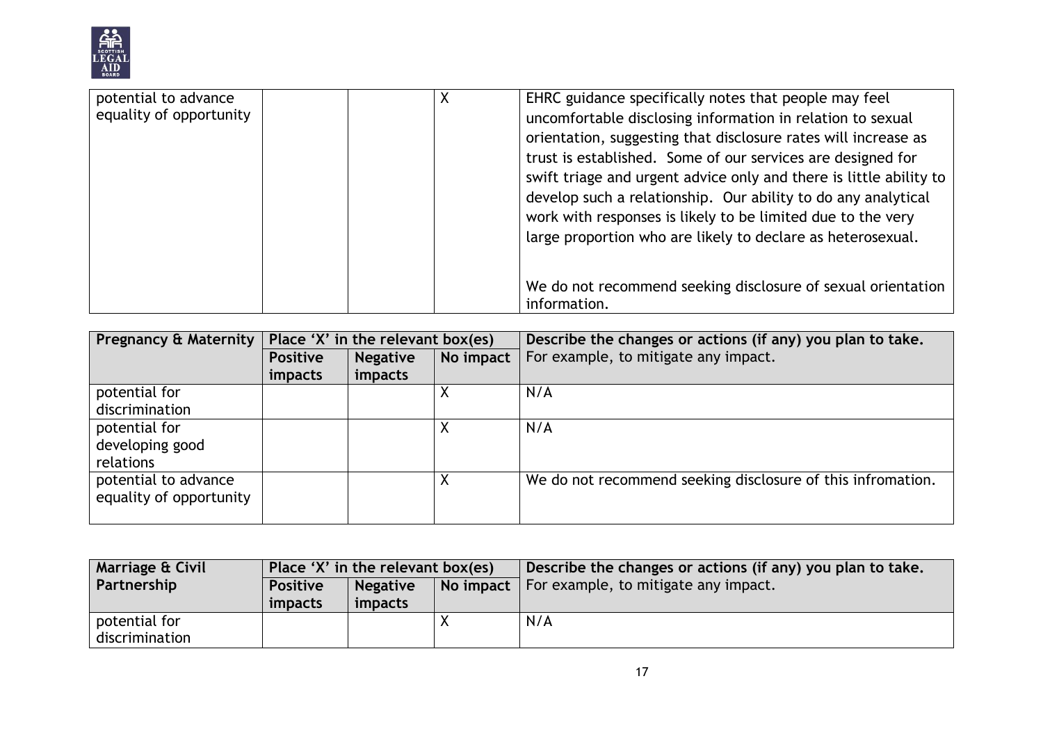| | | | | |
|---|---|---|---|---|
| potential to advance equality of opportunity | | | X | EHRC guidance specifically notes that people may feel uncomfortable disclosing information in relation to sexual orientation, suggesting that disclosure rates will increase as trust is established. Some of our services are designed for swift triage and urgent advice only and there is little ability to develop such a relationship. Our ability to do any analytical work with responses is likely to be limited due to the very large proportion who are likely to declare as heterosexual.<br><br>We do not recommend seeking disclosure of sexual orientation information. |

| **Pregnancy & Maternity** | **Place 'X' in the relevant box(es)** | | | **Describe the changes or actions (if any) you plan to take.** For example, to mitigate any impact. |
|---|---|---|---|---|
| | **Positive impacts** | **Negative impacts** | **No impact** | |
| potential for discrimination | | | X | N/A |
| potential for developing good relations | | | X | N/A |
| potential to advance equality of opportunity | | | X | We do not recommend seeking disclosure of this infromation. |

| **Marriage & Civil Partnership** | **Place 'X' in the relevant box(es)** | | | **Describe the changes or actions (if any) you plan to take.** For example, to mitigate any impact. |
|---|---|---|---|---|
| | **Positive impacts** | **Negative impacts** | **No impact** | |
| potential for discrimination | | | X | N/A |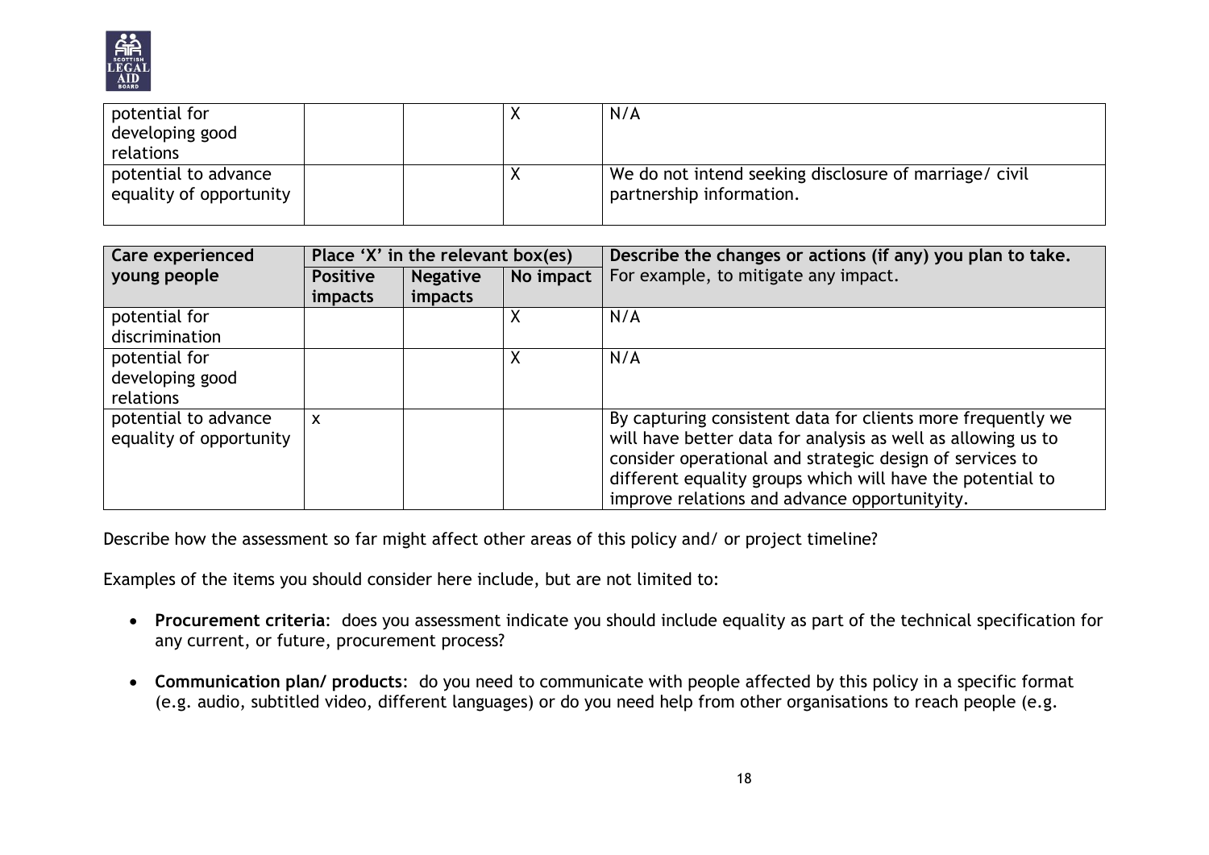| potential for developing good relations | | | X | N/A |
|---|---|---|---|---|
| potential to advance equality of opportunity | | | X | We do not intend seeking disclosure of marriage/ civil partnership information. |

| Care experienced young people | Place 'X' in the relevant box(es) | | | Describe the changes or actions (if any) you plan to take. For example, to mitigate any impact. |
|---|---|---|---|---|
| | Positive impacts | Negative impacts | No impact | |
| potential for discrimination | | | X | N/A |
| potential for developing good relations | | | X | N/A |
| potential to advance equality of opportunity | x | | | By capturing consistent data for clients more frequently we will have better data for analysis as well as allowing us to consider operational and strategic design of services to different equality groups which will have the potential to improve relations and advance opportunityity. |

Describe how the assessment so far might affect other areas of this policy and/ or project timeline?

Examples of the items you should consider here include, but are not limited to:

- **Procurement criteria**: does you assessment indicate you should include equality as part of the technical specification for any current, or future, procurement process?
- **Communication plan/ products**: do you need to communicate with people affected by this policy in a specific format (e.g. audio, subtitled video, different languages) or do you need help from other organisations to reach people (e.g.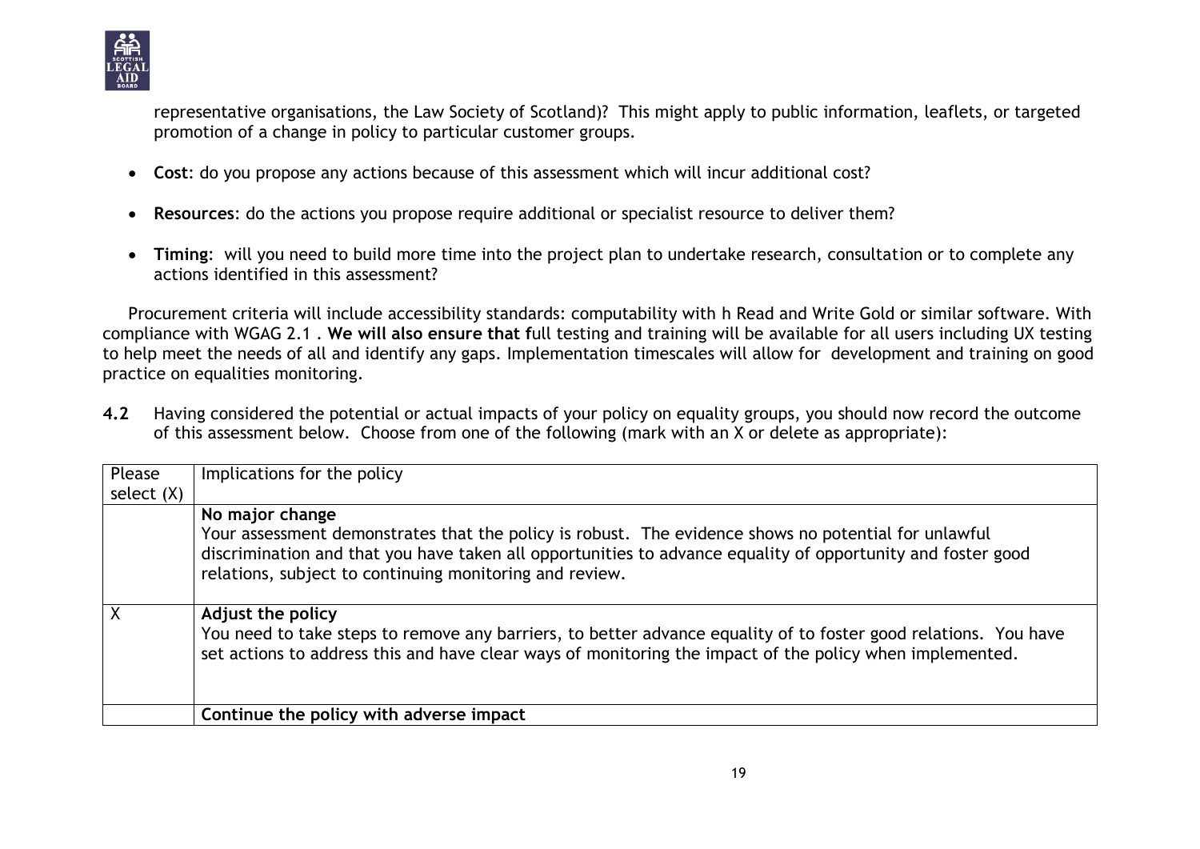representative organisations, the Law Society of Scotland)? This might apply to public information, leaflets, or targeted promotion of a change in policy to particular customer groups.

- **Cost**: do you propose any actions because of this assessment which will incur additional cost?
- **Resources**: do the actions you propose require additional or specialist resource to deliver them?
- **Timing**: will you need to build more time into the project plan to undertake research, consultation or to complete any actions identified in this assessment?

Procurement criteria will include accessibility standards: computability with h Read and Write Gold or similar software. With compliance with WGAG 2.1 . **We will also ensure that f**ull testing and training will be available for all users including UX testing to help meet the needs of all and identify any gaps. Implementation timescales will allow for development and training on good practice on equalities monitoring.

**4.2** Having considered the potential or actual impacts of your policy on equality groups, you should now record the outcome of this assessment below. Choose from one of the following (mark with an X or delete as appropriate):

| Please select (X) | Implications for the policy |
|---|---|
| | **No major change**<br>Your assessment demonstrates that the policy is robust. The evidence shows no potential for unlawful discrimination and that you have taken all opportunities to advance equality of opportunity and foster good relations, subject to continuing monitoring and review. |
| X | **Adjust the policy**<br>You need to take steps to remove any barriers, to better advance equality of to foster good relations. You have set actions to address this and have clear ways of monitoring the impact of the policy when implemented. |
| | **Continue the policy with adverse impact** |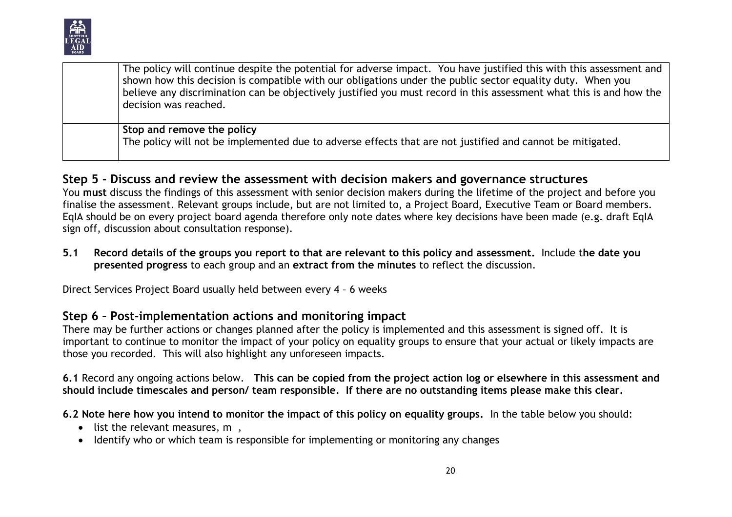| | |
|---|---|
| | The policy will continue despite the potential for adverse impact. You have justified this with this assessment and shown how this decision is compatible with our obligations under the public sector equality duty. When you believe any discrimination can be objectively justified you must record in this assessment what this is and how the decision was reached. |
| | **Stop and remove the policy**<br>The policy will not be implemented due to adverse effects that are not justified and cannot be mitigated. |

## Step 5 - Discuss and review the assessment with decision makers and governance structures

You **must** discuss the findings of this assessment with senior decision makers during the lifetime of the project and before you finalise the assessment. Relevant groups include, but are not limited to, a Project Board, Executive Team or Board members. EqIA should be on every project board agenda therefore only note dates where key decisions have been made (e.g. draft EqIA sign off, discussion about consultation response).

**5.1 Record details of the groups you report to that are relevant to this policy and assessment.** Include t**he date you presented progress** to each group and an **extract from the minutes** to reflect the discussion.

Direct Services Project Board usually held between every 4 – 6 weeks

## Step 6 – Post-implementation actions and monitoring impact

There may be further actions or changes planned after the policy is implemented and this assessment is signed off. It is important to continue to monitor the impact of your policy on equality groups to ensure that your actual or likely impacts are those you recorded. This will also highlight any unforeseen impacts.

**6.1** Record any ongoing actions below. **This can be copied from the project action log or elsewhere in this assessment and should include timescales and person/ team responsible. If there are no outstanding items please make this clear.**

**6.2 Note here how you intend to monitor the impact of this policy on equality groups.** In the table below you should:

- list the relevant measures, m ,
- Identify who or which team is responsible for implementing or monitoring any changes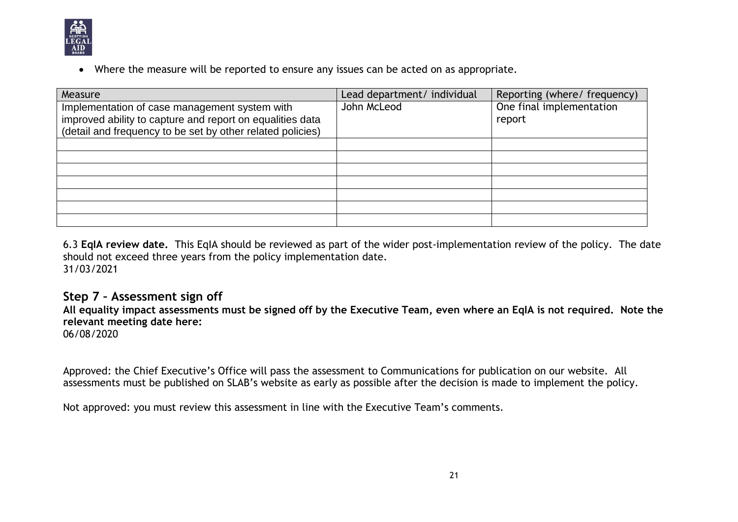- Where the measure will be reported to ensure any issues can be acted on as appropriate.

| Measure | Lead department/ individual | Reporting (where/ frequency) |
|---|---|---|
| Implementation of case management system with improved ability to capture and report on equalities data (detail and frequency to be set by other related policies) | John McLeod | One final implementation report |
| | | |
| | | |
| | | |
| | | |
| | | |
| | | |
| | | |

6.3 **EqIA review date.** This EqIA should be reviewed as part of the wider post-implementation review of the policy. The date should not exceed three years from the policy implementation date.
31/03/2021

## Step 7 – Assessment sign off

**All equality impact assessments must be signed off by the Executive Team, even where an EqIA is not required. Note the relevant meeting date here:**
06/08/2020

Approved: the Chief Executive's Office will pass the assessment to Communications for publication on our website. All assessments must be published on SLAB's website as early as possible after the decision is made to implement the policy.

Not approved: you must review this assessment in line with the Executive Team's comments.